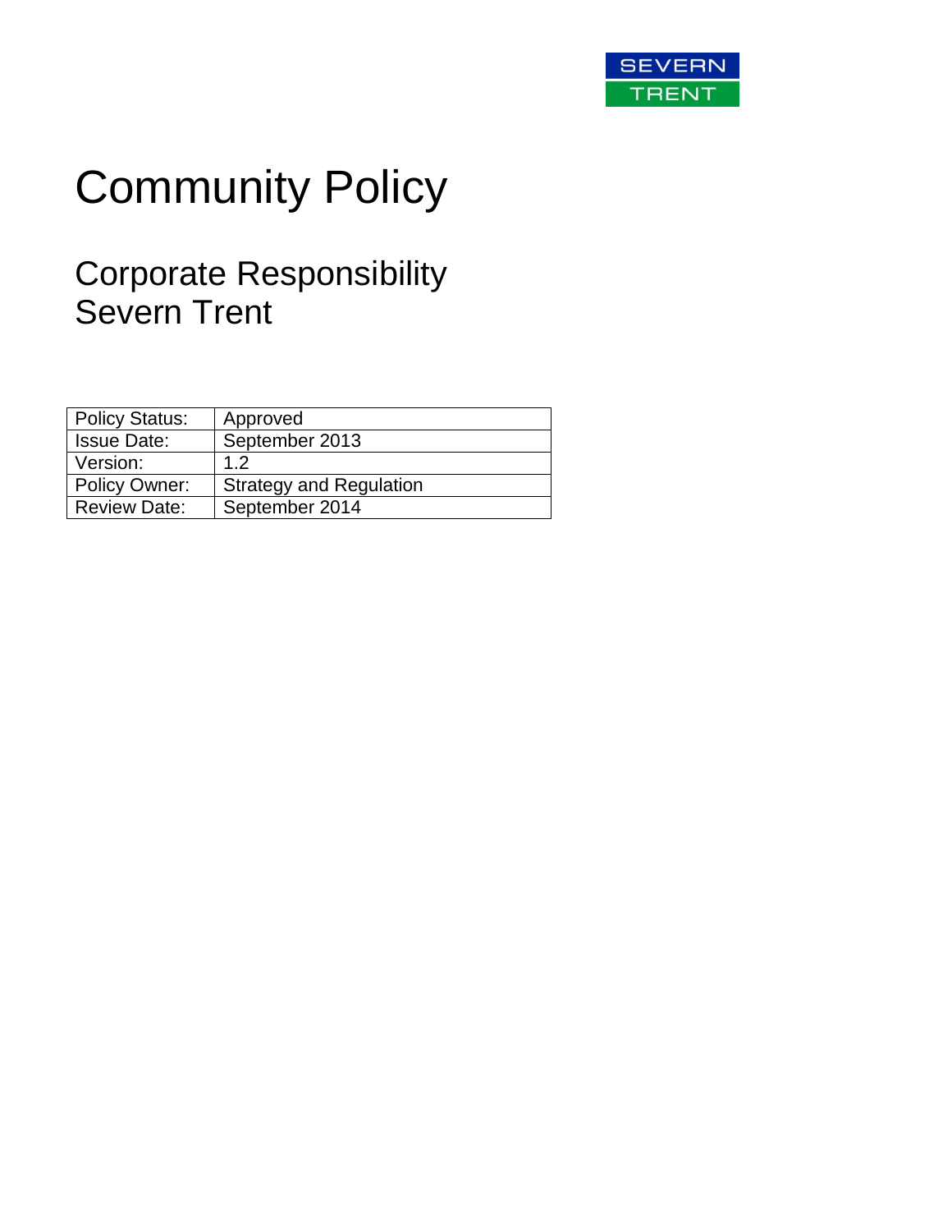SEVERN TRENT

# Community Policy

## Corporate Responsibility Severn Trent

| Policy Status: | Approved |
| --- | --- |
| Issue Date: | September 2013 |
| Version: | 1.2 |
| Policy Owner: | Strategy and Regulation |
| Review Date: | September 2014 |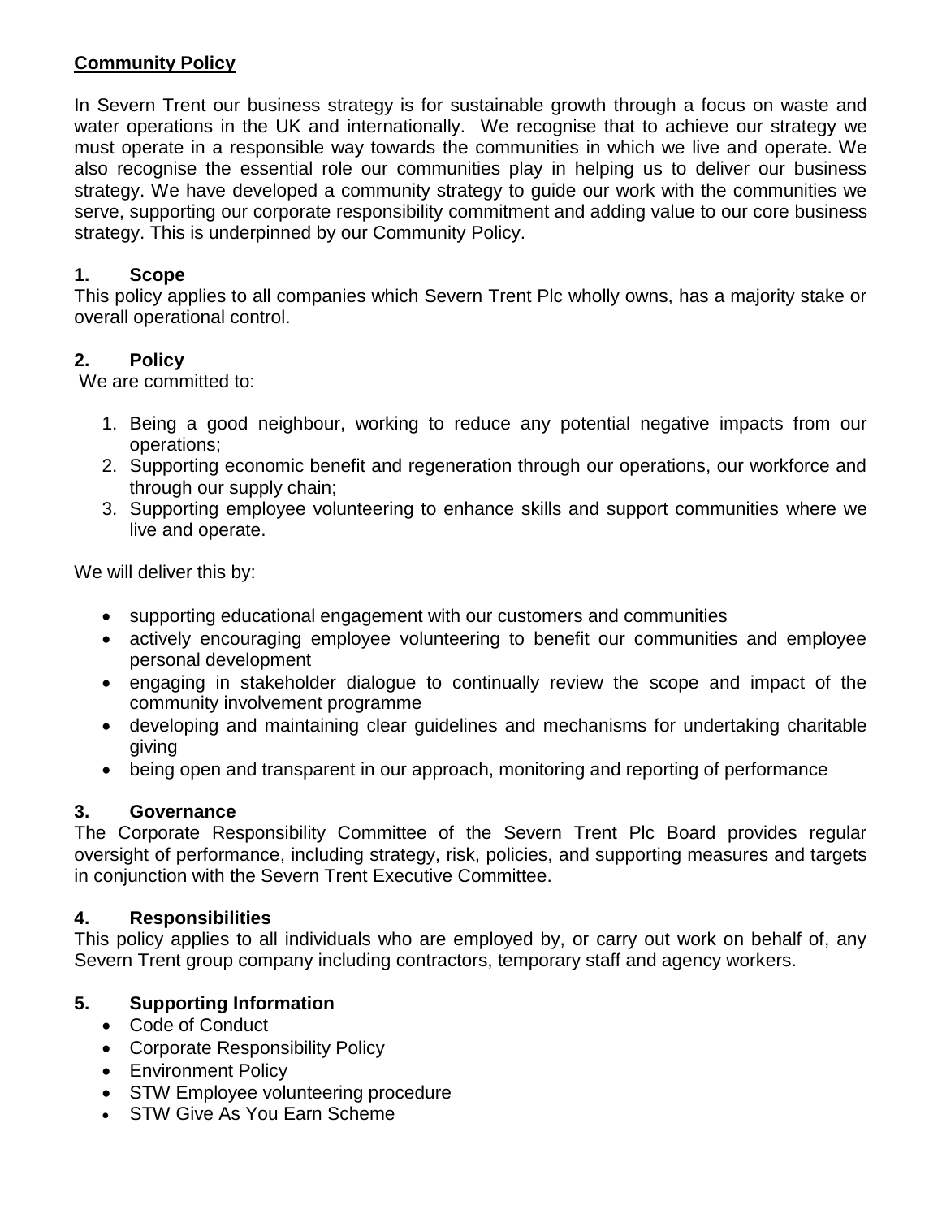## Community Policy

In Severn Trent our business strategy is for sustainable growth through a focus on waste and water operations in the UK and internationally. We recognise that to achieve our strategy we must operate in a responsible way towards the communities in which we live and operate. We also recognise the essential role our communities play in helping us to deliver our business strategy. We have developed a community strategy to guide our work with the communities we serve, supporting our corporate responsibility commitment and adding value to our core business strategy. This is underpinned by our Community Policy.

### 1. Scope

This policy applies to all companies which Severn Trent Plc wholly owns, has a majority stake or overall operational control.

### 2. Policy

We are committed to:

1. Being a good neighbour, working to reduce any potential negative impacts from our operations;
2. Supporting economic benefit and regeneration through our operations, our workforce and through our supply chain;
3. Supporting employee volunteering to enhance skills and support communities where we live and operate.

We will deliver this by:

- supporting educational engagement with our customers and communities
- actively encouraging employee volunteering to benefit our communities and employee personal development
- engaging in stakeholder dialogue to continually review the scope and impact of the community involvement programme
- developing and maintaining clear guidelines and mechanisms for undertaking charitable giving
- being open and transparent in our approach, monitoring and reporting of performance

### 3. Governance

The Corporate Responsibility Committee of the Severn Trent Plc Board provides regular oversight of performance, including strategy, risk, policies, and supporting measures and targets in conjunction with the Severn Trent Executive Committee.

### 4. Responsibilities

This policy applies to all individuals who are employed by, or carry out work on behalf of, any Severn Trent group company including contractors, temporary staff and agency workers.

### 5. Supporting Information

- Code of Conduct
- Corporate Responsibility Policy
- Environment Policy
- STW Employee volunteering procedure
- STW Give As You Earn Scheme